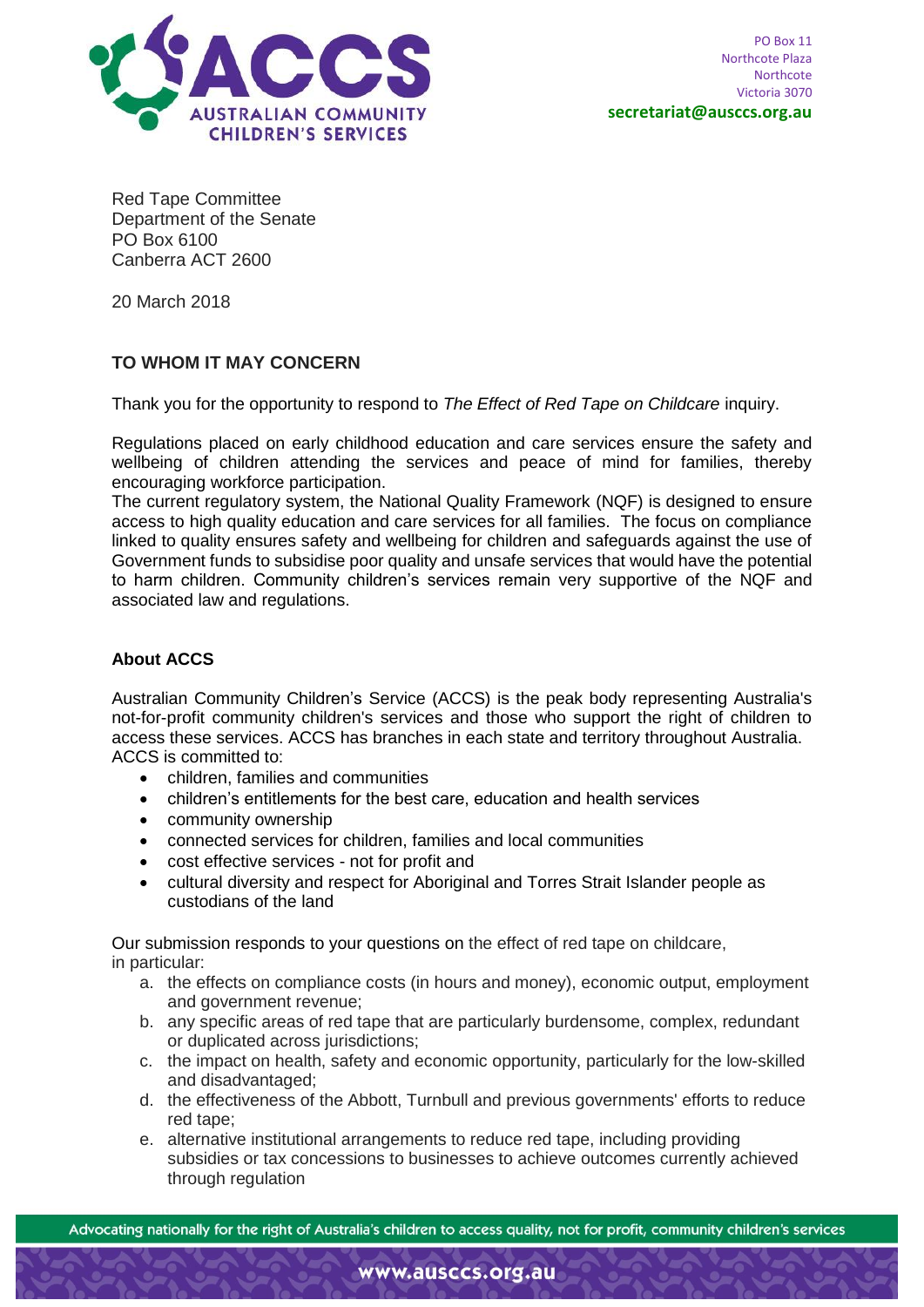PO Box 11
Northcote Plaza
Northcote
Victoria 3070
**secretariat@ausccs.org.au**

Red Tape Committee
Department of the Senate
PO Box 6100
Canberra ACT 2600

20 March 2018

**TO WHOM IT MAY CONCERN**

Thank you for the opportunity to respond to *The Effect of Red Tape on Childcare* inquiry.

Regulations placed on early childhood education and care services ensure the safety and wellbeing of children attending the services and peace of mind for families, thereby encouraging workforce participation.
The current regulatory system, the National Quality Framework (NQF) is designed to ensure access to high quality education and care services for all families. The focus on compliance linked to quality ensures safety and wellbeing for children and safeguards against the use of Government funds to subsidise poor quality and unsafe services that would have the potential to harm children. Community children's services remain very supportive of the NQF and associated law and regulations.

## About ACCS

Australian Community Children's Service (ACCS) is the peak body representing Australia's not-for-profit community children's services and those who support the right of children to access these services. ACCS has branches in each state and territory throughout Australia.
ACCS is committed to:

- children, families and communities
- children's entitlements for the best care, education and health services
- community ownership
- connected services for children, families and local communities
- cost effective services - not for profit and
- cultural diversity and respect for Aboriginal and Torres Strait Islander people as custodians of the land

Our submission responds to your questions on the effect of red tape on childcare, in particular:

a. the effects on compliance costs (in hours and money), economic output, employment and government revenue;
b. any specific areas of red tape that are particularly burdensome, complex, redundant or duplicated across jurisdictions;
c. the impact on health, safety and economic opportunity, particularly for the low-skilled and disadvantaged;
d. the effectiveness of the Abbott, Turnbull and previous governments' efforts to reduce red tape;
e. alternative institutional arrangements to reduce red tape, including providing subsidies or tax concessions to businesses to achieve outcomes currently achieved through regulation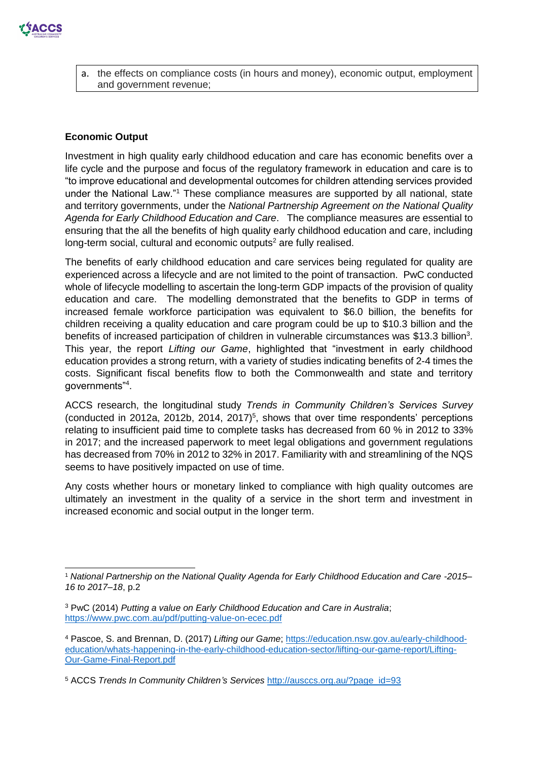a. the effects on compliance costs (in hours and money), economic output, employment and government revenue;

**Economic Output**

Investment in high quality early childhood education and care has economic benefits over a life cycle and the purpose and focus of the regulatory framework in education and care is to "to improve educational and developmental outcomes for children attending services provided under the National Law."[1] These compliance measures are supported by all national, state and territory governments, under the *National Partnership Agreement on the National Quality Agenda for Early Childhood Education and Care*. The compliance measures are essential to ensuring that the all the benefits of high quality early childhood education and care, including long-term social, cultural and economic outputs[2] are fully realised.

The benefits of early childhood education and care services being regulated for quality are experienced across a lifecycle and are not limited to the point of transaction. PwC conducted whole of lifecycle modelling to ascertain the long-term GDP impacts of the provision of quality education and care. The modelling demonstrated that the benefits to GDP in terms of increased female workforce participation was equivalent to $6.0 billion, the benefits for children receiving a quality education and care program could be up to $10.3 billion and the benefits of increased participation of children in vulnerable circumstances was $13.3 billion[3]. This year, the report *Lifting our Game*, highlighted that "investment in early childhood education provides a strong return, with a variety of studies indicating benefits of 2-4 times the costs. Significant fiscal benefits flow to both the Commonwealth and state and territory governments"[4].

ACCS research, the longitudinal study *Trends in Community Children's Services Survey* (conducted in 2012a, 2012b, 2014, 2017)[5], shows that over time respondents' perceptions relating to insufficient paid time to complete tasks has decreased from 60 % in 2012 to 33% in 2017; and the increased paperwork to meet legal obligations and government regulations has decreased from 70% in 2012 to 32% in 2017. Familiarity with and streamlining of the NQS seems to have positively impacted on use of time.

Any costs whether hours or monetary linked to compliance with high quality outcomes are ultimately an investment in the quality of a service in the short term and investment in increased economic and social output in the longer term.

---

[1] *National Partnership on the National Quality Agenda for Early Childhood Education and Care -2015–16 to 2017–18*, p.2

[3] PwC (2014) *Putting a value on Early Childhood Education and Care in Australia*; https://www.pwc.com.au/pdf/putting-value-on-ecec.pdf

[4] Pascoe, S. and Brennan, D. (2017) *Lifting our Game*; https://education.nsw.gov.au/early-childhood-education/whats-happening-in-the-early-childhood-education-sector/lifting-our-game-report/Lifting-Our-Game-Final-Report.pdf

[5] ACCS *Trends In Community Children's Services* http://ausccs.org.au/?page_id=93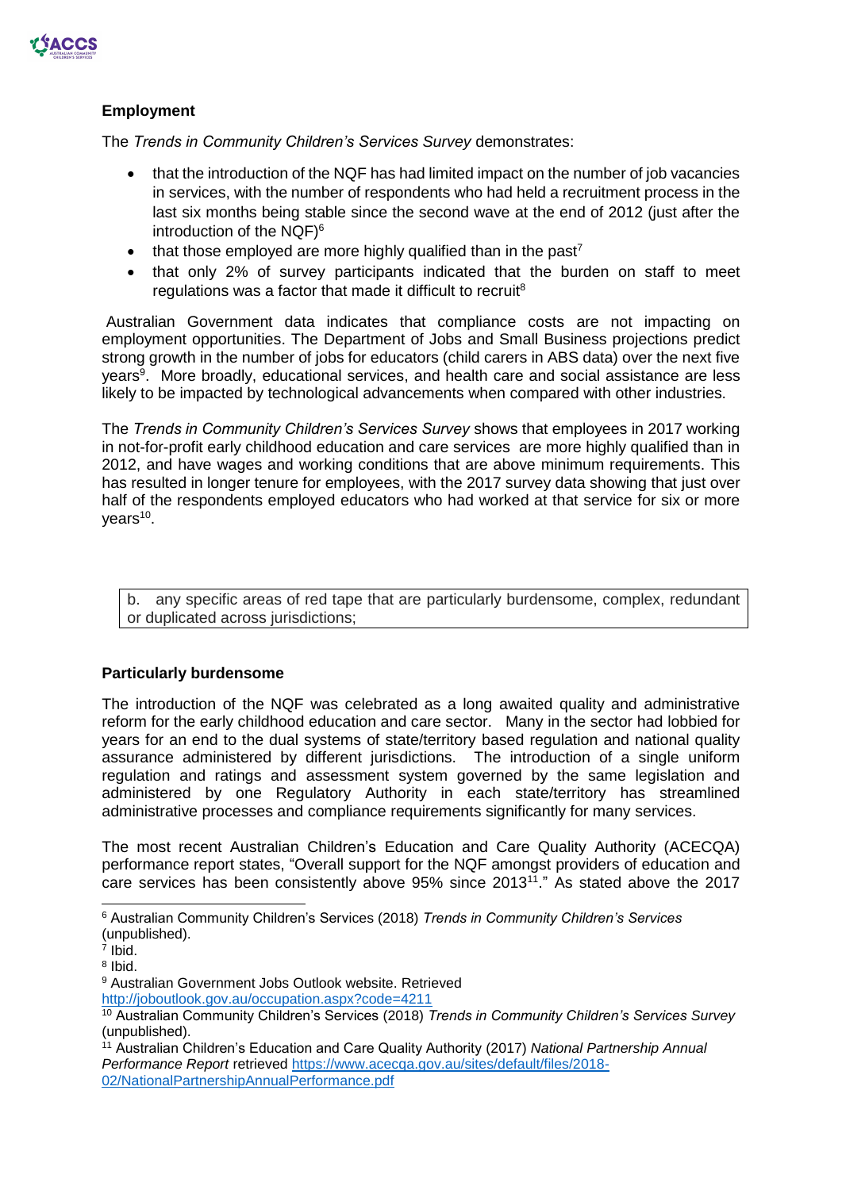**Employment**

The *Trends in Community Children's Services Survey* demonstrates:

- that the introduction of the NQF has had limited impact on the number of job vacancies in services, with the number of respondents who had held a recruitment process in the last six months being stable since the second wave at the end of 2012 (just after the introduction of the NQF)[6]
- that those employed are more highly qualified than in the past[7]
- that only 2% of survey participants indicated that the burden on staff to meet regulations was a factor that made it difficult to recruit[8]

Australian Government data indicates that compliance costs are not impacting on employment opportunities. The Department of Jobs and Small Business projections predict strong growth in the number of jobs for educators (child carers in ABS data) over the next five years[9]. More broadly, educational services, and health care and social assistance are less likely to be impacted by technological advancements when compared with other industries.

The *Trends in Community Children's Services Survey* shows that employees in 2017 working in not-for-profit early childhood education and care services are more highly qualified than in 2012, and have wages and working conditions that are above minimum requirements. This has resulted in longer tenure for employees, with the 2017 survey data showing that just over half of the respondents employed educators who had worked at that service for six or more years[10].

| b. any specific areas of red tape that are particularly burdensome, complex, redundant or duplicated across jurisdictions; |
|---|

**Particularly burdensome**

The introduction of the NQF was celebrated as a long awaited quality and administrative reform for the early childhood education and care sector. Many in the sector had lobbied for years for an end to the dual systems of state/territory based regulation and national quality assurance administered by different jurisdictions. The introduction of a single uniform regulation and ratings and assessment system governed by the same legislation and administered by one Regulatory Authority in each state/territory has streamlined administrative processes and compliance requirements significantly for many services.

The most recent Australian Children's Education and Care Quality Authority (ACECQA) performance report states, "Overall support for the NQF amongst providers of education and care services has been consistently above 95% since 2013[11]." As stated above the 2017

---

[6] Australian Community Children's Services (2018) *Trends in Community Children's Services* (unpublished).

[7] Ibid.

[8] Ibid.

[9] Australian Government Jobs Outlook website. Retrieved http://joboutlook.gov.au/occupation.aspx?code=4211

[10] Australian Community Children's Services (2018) *Trends in Community Children's Services Survey* (unpublished).

[11] Australian Children's Education and Care Quality Authority (2017) *National Partnership Annual Performance Report* retrieved https://www.acecqa.gov.au/sites/default/files/2018-02/NationalPartnershipAnnualPerformance.pdf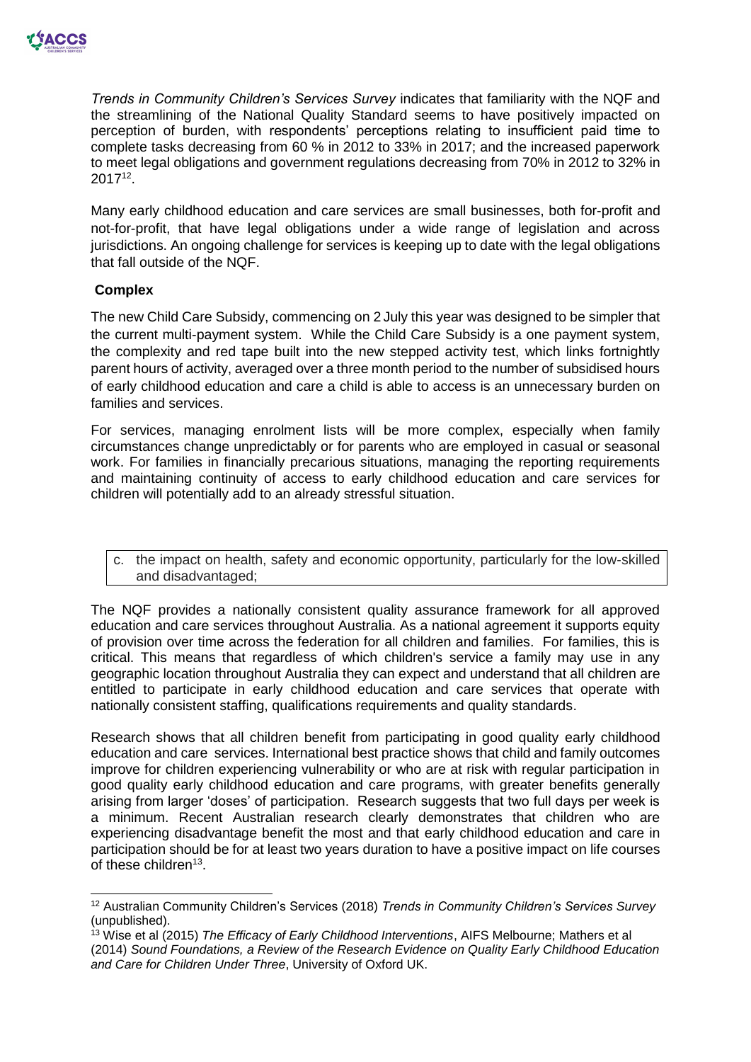*Trends in Community Children's Services Survey* indicates that familiarity with the NQF and the streamlining of the National Quality Standard seems to have positively impacted on perception of burden, with respondents' perceptions relating to insufficient paid time to complete tasks decreasing from 60 % in 2012 to 33% in 2017; and the increased paperwork to meet legal obligations and government regulations decreasing from 70% in 2012 to 32% in 2017[12].

Many early childhood education and care services are small businesses, both for-profit and not-for-profit, that have legal obligations under a wide range of legislation and across jurisdictions. An ongoing challenge for services is keeping up to date with the legal obligations that fall outside of the NQF.

**Complex**

The new Child Care Subsidy, commencing on 2 July this year was designed to be simpler that the current multi-payment system. While the Child Care Subsidy is a one payment system, the complexity and red tape built into the new stepped activity test, which links fortnightly parent hours of activity, averaged over a three month period to the number of subsidised hours of early childhood education and care a child is able to access is an unnecessary burden on families and services.

For services, managing enrolment lists will be more complex, especially when family circumstances change unpredictably or for parents who are employed in casual or seasonal work. For families in financially precarious situations, managing the reporting requirements and maintaining continuity of access to early childhood education and care services for children will potentially add to an already stressful situation.

c. the impact on health, safety and economic opportunity, particularly for the low-skilled and disadvantaged;

The NQF provides a nationally consistent quality assurance framework for all approved education and care services throughout Australia. As a national agreement it supports equity of provision over time across the federation for all children and families. For families, this is critical. This means that regardless of which children's service a family may use in any geographic location throughout Australia they can expect and understand that all children are entitled to participate in early childhood education and care services that operate with nationally consistent staffing, qualifications requirements and quality standards.

Research shows that all children benefit from participating in good quality early childhood education and care services. International best practice shows that child and family outcomes improve for children experiencing vulnerability or who are at risk with regular participation in good quality early childhood education and care programs, with greater benefits generally arising from larger 'doses' of participation. Research suggests that two full days per week is a minimum. Recent Australian research clearly demonstrates that children who are experiencing disadvantage benefit the most and that early childhood education and care in participation should be for at least two years duration to have a positive impact on life courses of these children[13].

---

[12] Australian Community Children's Services (2018) *Trends in Community Children's Services Survey* (unpublished).

[13] Wise et al (2015) *The Efficacy of Early Childhood Interventions*, AIFS Melbourne; Mathers et al (2014) *Sound Foundations, a Review of the Research Evidence on Quality Early Childhood Education and Care for Children Under Three*, University of Oxford UK.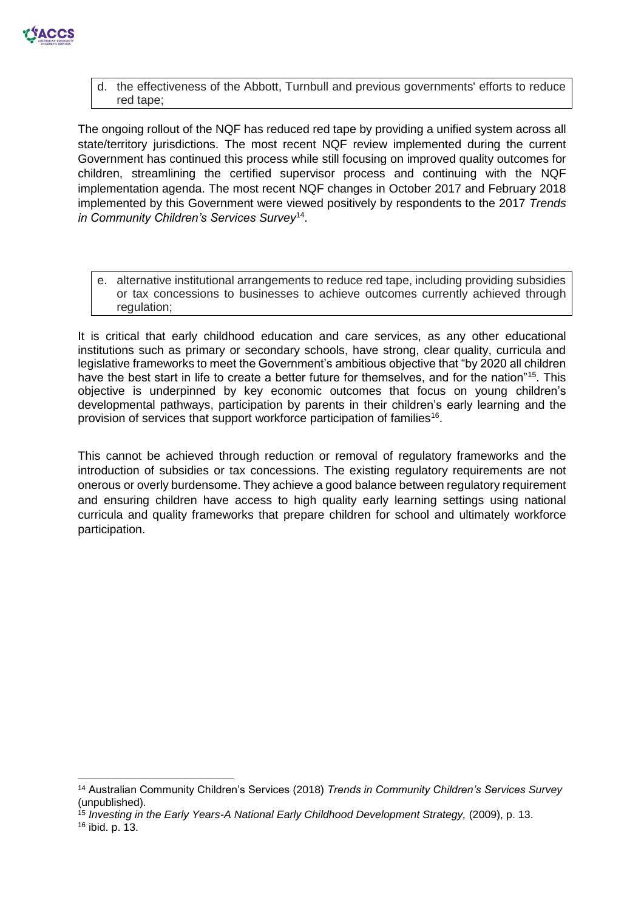d. the effectiveness of the Abbott, Turnbull and previous governments' efforts to reduce red tape;

The ongoing rollout of the NQF has reduced red tape by providing a unified system across all state/territory jurisdictions. The most recent NQF review implemented during the current Government has continued this process while still focusing on improved quality outcomes for children, streamlining the certified supervisor process and continuing with the NQF implementation agenda. The most recent NQF changes in October 2017 and February 2018 implemented by this Government were viewed positively by respondents to the 2017 *Trends in Community Children's Services Survey*[14].

e. alternative institutional arrangements to reduce red tape, including providing subsidies or tax concessions to businesses to achieve outcomes currently achieved through regulation;

It is critical that early childhood education and care services, as any other educational institutions such as primary or secondary schools, have strong, clear quality, curricula and legislative frameworks to meet the Government's ambitious objective that "by 2020 all children have the best start in life to create a better future for themselves, and for the nation"[15]. This objective is underpinned by key economic outcomes that focus on young children's developmental pathways, participation by parents in their children's early learning and the provision of services that support workforce participation of families[16].

This cannot be achieved through reduction or removal of regulatory frameworks and the introduction of subsidies or tax concessions. The existing regulatory requirements are not onerous or overly burdensome. They achieve a good balance between regulatory requirement and ensuring children have access to high quality early learning settings using national curricula and quality frameworks that prepare children for school and ultimately workforce participation.

---

[14] Australian Community Children's Services (2018) *Trends in Community Children's Services Survey* (unpublished).

[15] *Investing in the Early Years-A National Early Childhood Development Strategy,* (2009), p. 13.

[16] ibid. p. 13.